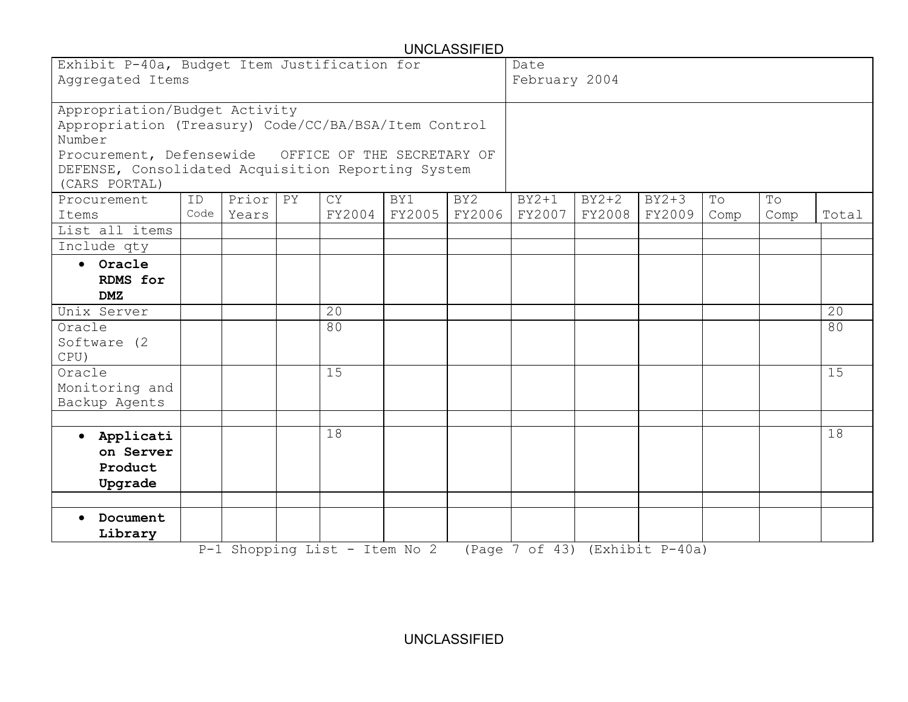| Exhibit P-40a, Budget Item Justification for Aggregated Items | | | | | | | Date February 2004 | | | | | |
|---|---|---|---|---|---|---|---|---|---|---|---|---|
| Appropriation/Budget Activity Appropriation (Treasury) Code/CC/BA/BSA/Item Control Number Procurement, Defensewide OFFICE OF THE SECRETARY OF DEFENSE, Consolidated Acquisition Reporting System (CARS PORTAL) | | | | | | | | | | | | |
| Procurement Items | ID Code | Prior Years | PY | CY FY2004 | BY1 FY2005 | BY2 FY2006 | BY2+1 FY2007 | BY2+2 FY2008 | BY2+3 FY2009 | To Comp | To Comp | Total |
| List all items | | | | | | | | | | | | |
| Include qty | | | | | | | | | | | | |
| • **Oracle RDMS for DMZ** | | | | | | | | | | | | |
| Unix Server | | | | 20 | | | | | | | | 20 |
| Oracle Software (2 CPU) | | | | 80 | | | | | | | | 80 |
| Oracle Monitoring and Backup Agents | | | | 15 | | | | | | | | 15 |
| | | | | | | | | | | | | |
| • **Application Server Product Upgrade** | | | | 18 | | | | | | | | 18 |
| | | | | | | | | | | | | |
| • **Document Library** | | | | | | | | | | | | |

P-1 Shopping List - Item No 2 (Exhibit P-40a)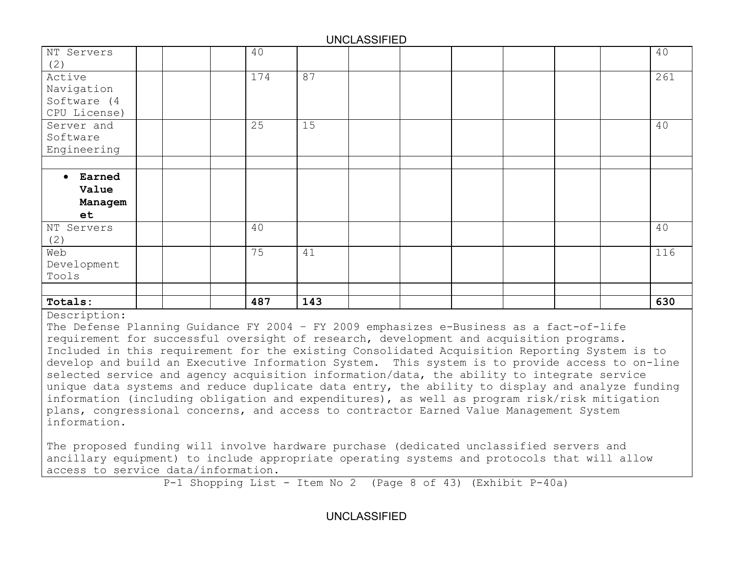| | | | | | | | | | | | |
|---|---|---|---|---|---|---|---|---|---|---|---|
| NT Servers (2) | | | 40 | | | | | | | | 40 |
| Active Navigation Software (4 CPU License) | | | 174 | 87 | | | | | | | 261 |
| Server and Software Engineering | | | 25 | 15 | | | | | | | 40 |
| | | | | | | | | | | | |
| • **Earned Value Managemet** | | | | | | | | | | | |
| NT Servers (2) | | | 40 | | | | | | | | 40 |
| Web Development Tools | | | 75 | 41 | | | | | | | 116 |
| | | | | | | | | | | | |
| **Totals:** | | | **487** | **143** | | | | | | | **630** |

Description:
The Defense Planning Guidance FY 2004 – FY 2009 emphasizes e-Business as a fact-of-life requirement for successful oversight of research, development and acquisition programs. Included in this requirement for the existing Consolidated Acquisition Reporting System is to develop and build an Executive Information System. This system is to provide access to on-line selected service and agency acquisition information/data, the ability to integrate service unique data systems and reduce duplicate data entry, the ability to display and analyze funding information (including obligation and expenditures), as well as program risk/risk mitigation plans, congressional concerns, and access to contractor Earned Value Management System information.

The proposed funding will involve hardware purchase (dedicated unclassified servers and ancillary equipment) to include appropriate operating systems and protocols that will allow access to service data/information.

P-1 Shopping List - Item No 2 (Page 8 of 43) (Exhibit P-40a)